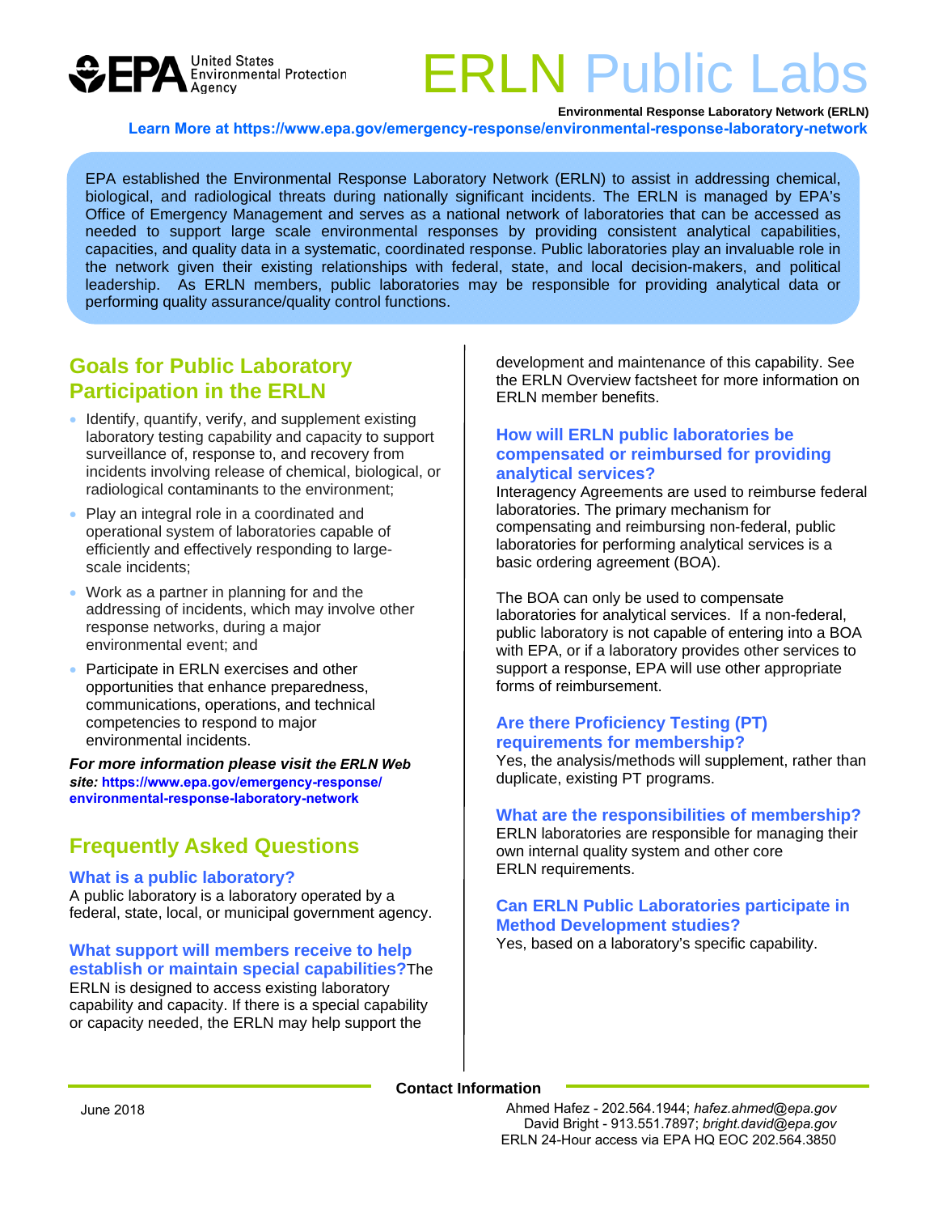# ERLN Public Labs

**Environmental Response Laboratory Network (ERLN)**

**Learn More at https://www.epa.gov/emergency-response/environmental-response-laboratory-network**

EPA established the Environmental Response Laboratory Network (ERLN) to assist in addressing chemical, biological, and radiological threats during nationally significant incidents. The ERLN is managed by EPA's Office of Emergency Management and serves as a national network of laboratories that can be accessed as needed to support large scale environmental responses by providing consistent analytical capabilities, capacities, and quality data in a systematic, coordinated response. Public laboratories play an invaluable role in the network given their existing relationships with federal, state, and local decision-makers, and political leadership. As ERLN members, public laboratories may be responsible for providing analytical data or performing quality assurance/quality control functions.

## Goals for Public Laboratory Participation in the ERLN

- Identify, quantify, verify, and supplement existing laboratory testing capability and capacity to support surveillance of, response to, and recovery from incidents involving release of chemical, biological, or radiological contaminants to the environment;
- Play an integral role in a coordinated and operational system of laboratories capable of efficiently and effectively responding to large-scale incidents;
- Work as a partner in planning for and the addressing of incidents, which may involve other response networks, during a major environmental event; and
- Participate in ERLN exercises and other opportunities that enhance preparedness, communications, operations, and technical competencies to respond to major environmental incidents.

***For more information please visit the ERLN Web site:* https://www.epa.gov/emergency-response/environmental-response-laboratory-network**

## Frequently Asked Questions

### What is a public laboratory?

A public laboratory is a laboratory operated by a federal, state, local, or municipal government agency.

### What support will members receive to help establish or maintain special capabilities?

The ERLN is designed to access existing laboratory capability and capacity. If there is a special capability or capacity needed, the ERLN may help support the development and maintenance of this capability. See the ERLN Overview factsheet for more information on ERLN member benefits.

### How will ERLN public laboratories be compensated or reimbursed for providing analytical services?

Interagency Agreements are used to reimburse federal laboratories. The primary mechanism for compensating and reimbursing non-federal, public laboratories for performing analytical services is a basic ordering agreement (BOA).

The BOA can only be used to compensate laboratories for analytical services. If a non-federal, public laboratory is not capable of entering into a BOA with EPA, or if a laboratory provides other services to support a response, EPA will use other appropriate forms of reimbursement.

### Are there Proficiency Testing (PT) requirements for membership?

Yes, the analysis/methods will supplement, rather than duplicate, existing PT programs.

### What are the responsibilities of membership?

ERLN laboratories are responsible for managing their own internal quality system and other core ERLN requirements.

### Can ERLN Public Laboratories participate in Method Development studies?

Yes, based on a laboratory's specific capability.

**Contact Information**

June 2018

Ahmed Hafez - 202.564.1944; *hafez.ahmed@epa.gov*
David Bright - 913.551.7897; *bright.david@epa.gov*
ERLN 24-Hour access via EPA HQ EOC 202.564.3850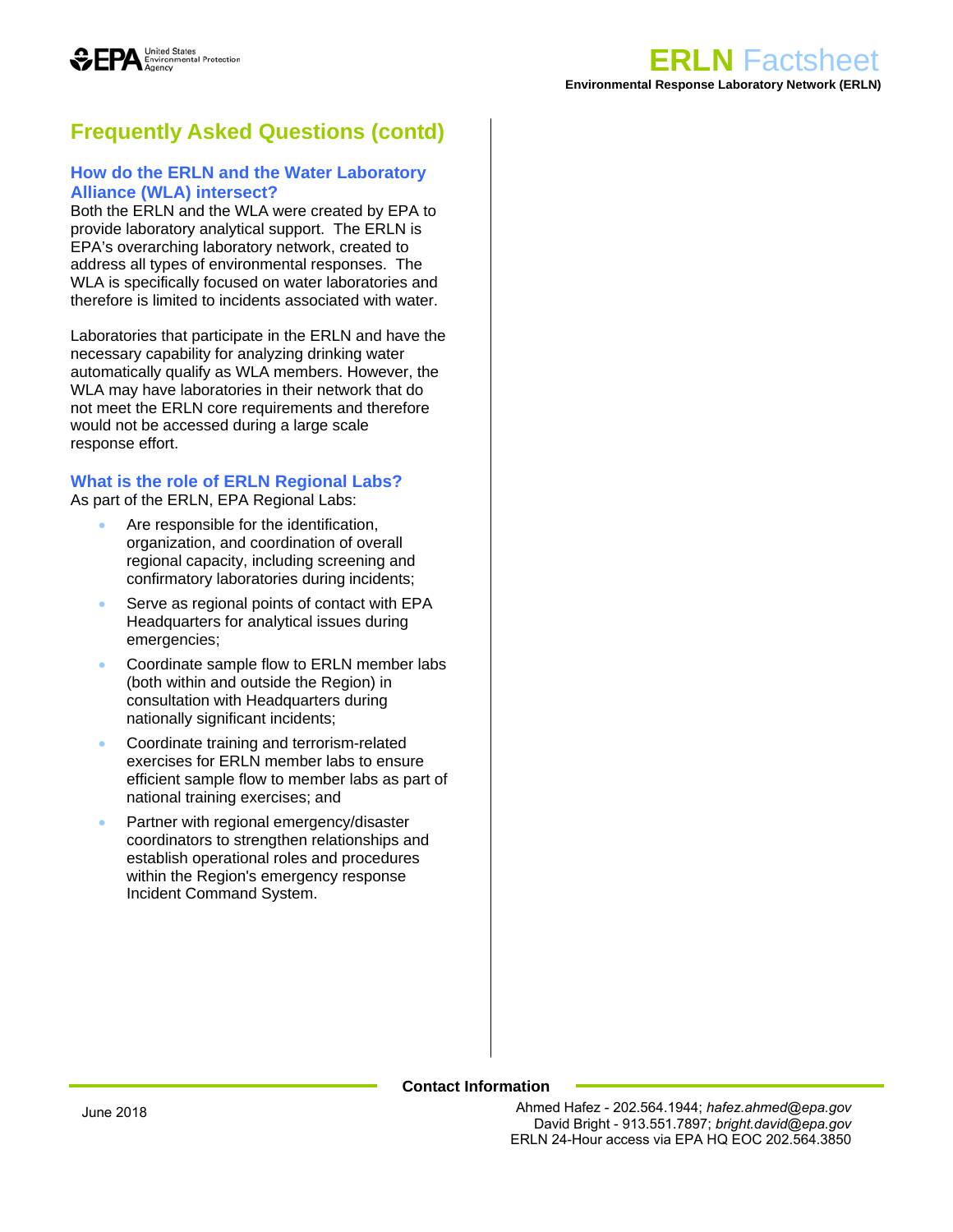## Frequently Asked Questions (contd)

### How do the ERLN and the Water Laboratory Alliance (WLA) intersect?

Both the ERLN and the WLA were created by EPA to provide laboratory analytical support. The ERLN is EPA's overarching laboratory network, created to address all types of environmental responses. The WLA is specifically focused on water laboratories and therefore is limited to incidents associated with water.

Laboratories that participate in the ERLN and have the necessary capability for analyzing drinking water automatically qualify as WLA members. However, the WLA may have laboratories in their network that do not meet the ERLN core requirements and therefore would not be accessed during a large scale response effort.

### What is the role of ERLN Regional Labs?

As part of the ERLN, EPA Regional Labs:

- Are responsible for the identification, organization, and coordination of overall regional capacity, including screening and confirmatory laboratories during incidents;
- Serve as regional points of contact with EPA Headquarters for analytical issues during emergencies;
- Coordinate sample flow to ERLN member labs (both within and outside the Region) in consultation with Headquarters during nationally significant incidents;
- Coordinate training and terrorism-related exercises for ERLN member labs to ensure efficient sample flow to member labs as part of national training exercises; and
- Partner with regional emergency/disaster coordinators to strengthen relationships and establish operational roles and procedures within the Region's emergency response Incident Command System.

**Contact Information**

June 2018

Ahmed Hafez - 202.564.1944; *hafez.ahmed@epa.gov*
David Bright - 913.551.7897; *bright.david@epa.gov*
ERLN 24-Hour access via EPA HQ EOC 202.564.3850